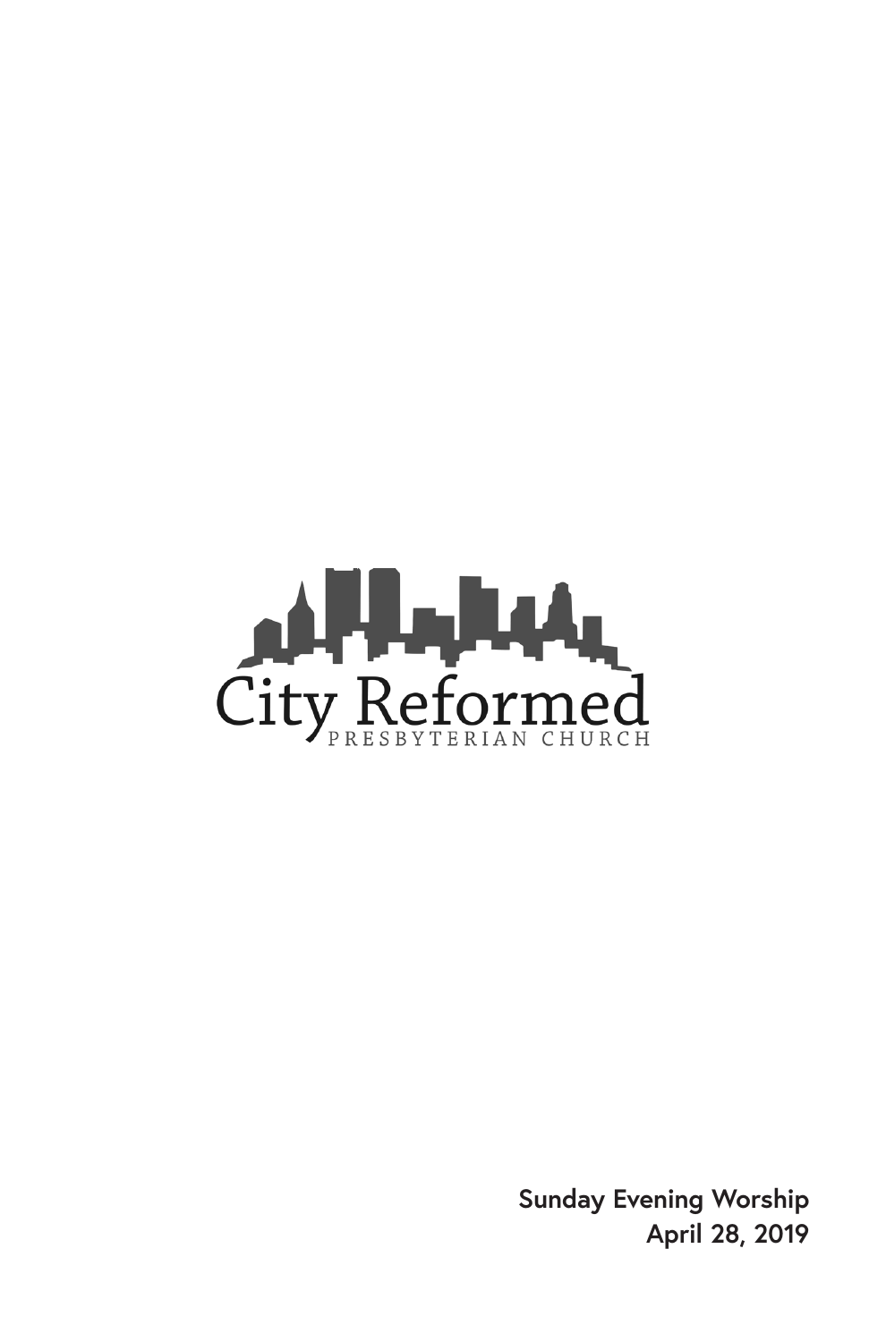City Reformed

PRESBYTERIAN CHURCH

**Sunday Evening Worship**
**April 28, 2019**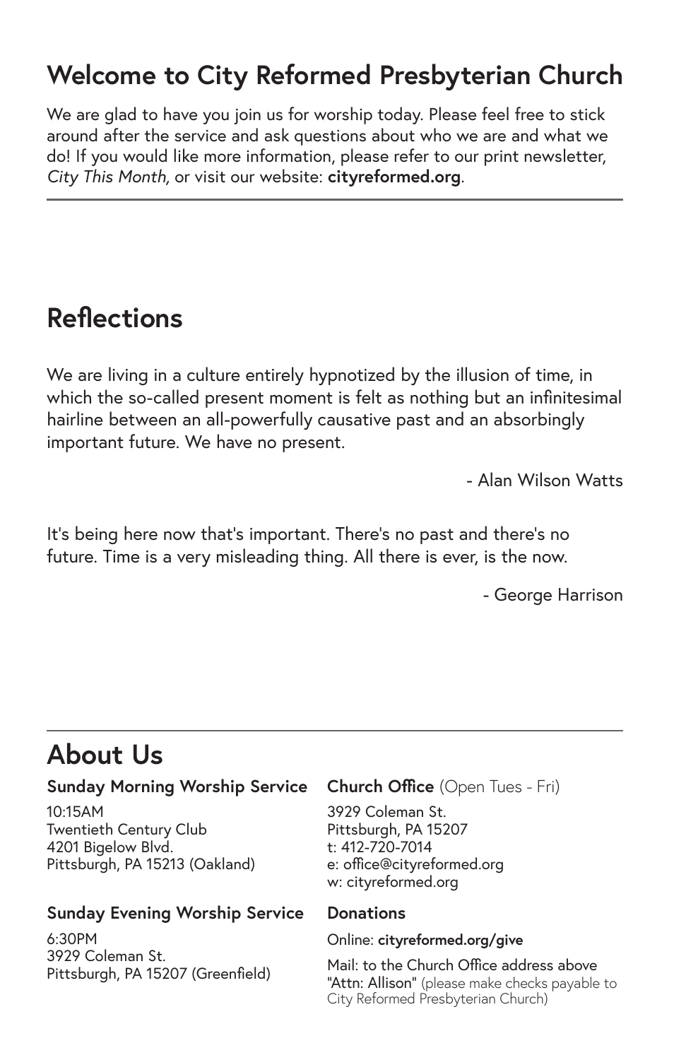## Welcome to City Reformed Presbyterian Church

We are glad to have you join us for worship today. Please feel free to stick around after the service and ask questions about who we are and what we do! If you would like more information, please refer to our print newsletter, *City This Month*, or visit our website: **cityreformed.org**.

---

## Reflections

We are living in a culture entirely hypnotized by the illusion of time, in which the so-called present moment is felt as nothing but an infinitesimal hairline between an all-powerfully causative past and an absorbingly important future. We have no present.

- Alan Wilson Watts

It's being here now that's important. There's no past and there's no future. Time is a very misleading thing. All there is ever, is the now.

- George Harrison

---

## About Us

### Sunday Morning Worship Service

10:15AM
Twentieth Century Club
4201 Bigelow Blvd.
Pittsburgh, PA 15213 (Oakland)

### Sunday Evening Worship Service

6:30PM
3929 Coleman St.
Pittsburgh, PA 15207 (Greenfield)

### Church Office (Open Tues - Fri)

3929 Coleman St.
Pittsburgh, PA 15207
t: 412-720-7014
e: office@cityreformed.org
w: cityreformed.org

### Donations

Online: **cityreformed.org/give**

Mail: to the Church Office address above "Attn: Allison" (please make checks payable to City Reformed Presbyterian Church)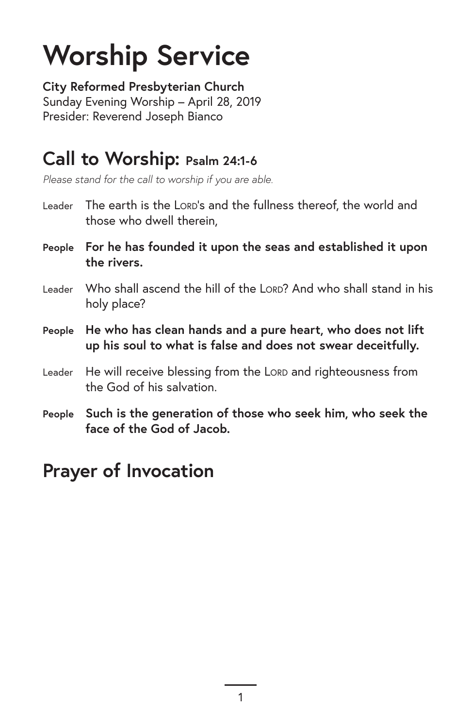# Worship Service

**City Reformed Presbyterian Church**
Sunday Evening Worship – April 28, 2019
Presider: Reverend Joseph Bianco

## Call to Worship: Psalm 24:1-6

*Please stand for the call to worship if you are able.*

Leader The earth is the LORD's and the fullness thereof, the world and those who dwell therein,

**People For he has founded it upon the seas and established it upon the rivers.**

Leader Who shall ascend the hill of the LORD? And who shall stand in his holy place?

**People He who has clean hands and a pure heart, who does not lift up his soul to what is false and does not swear deceitfully.**

Leader He will receive blessing from the LORD and righteousness from the God of his salvation.

**People Such is the generation of those who seek him, who seek the face of the God of Jacob.**

## Prayer of Invocation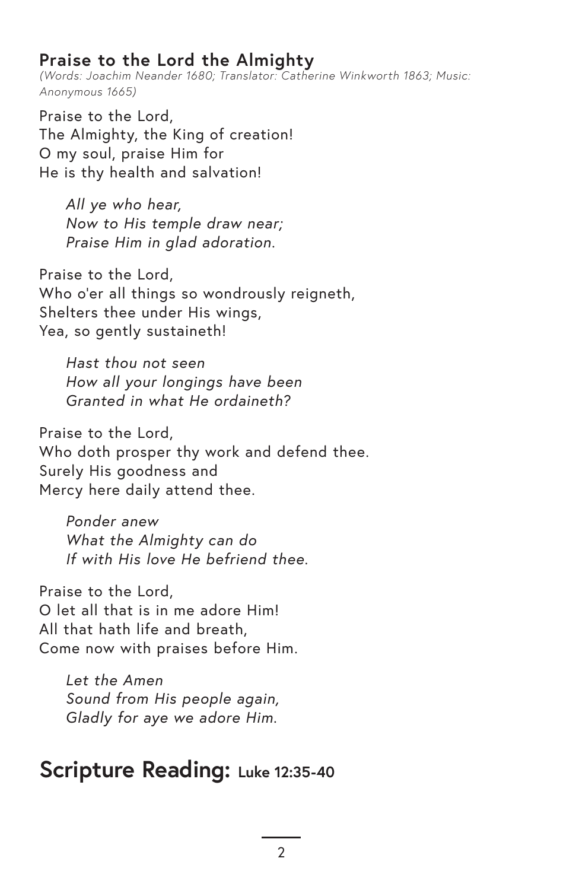### Praise to the Lord the Almighty

*(Words: Joachim Neander 1680; Translator: Catherine Winkworth 1863; Music: Anonymous 1665)*

Praise to the Lord,
The Almighty, the King of creation!
O my soul, praise Him for
He is thy health and salvation!

> *All ye who hear,*
> *Now to His temple draw near;*
> *Praise Him in glad adoration.*

Praise to the Lord,
Who o'er all things so wondrously reigneth,
Shelters thee under His wings,
Yea, so gently sustaineth!

> *Hast thou not seen*
> *How all your longings have been*
> *Granted in what He ordaineth?*

Praise to the Lord,
Who doth prosper thy work and defend thee.
Surely His goodness and
Mercy here daily attend thee.

> *Ponder anew*
> *What the Almighty can do*
> *If with His love He befriend thee.*

Praise to the Lord,
O let all that is in me adore Him!
All that hath life and breath,
Come now with praises before Him.

> *Let the Amen*
> *Sound from His people again,*
> *Gladly for aye we adore Him.*

## Scripture Reading: Luke 12:35-40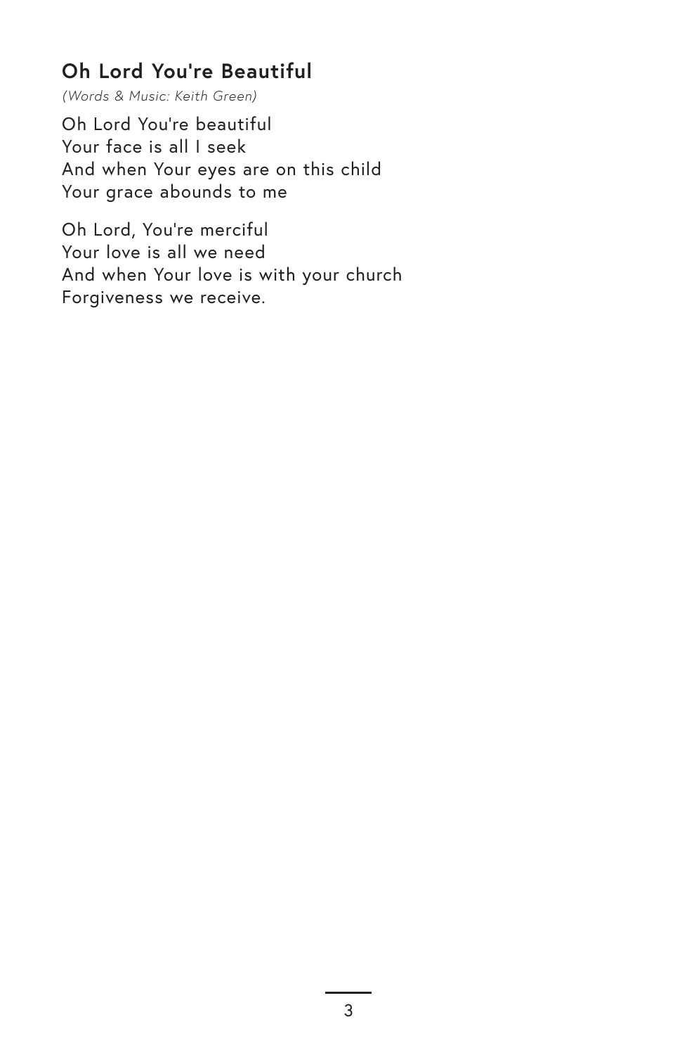## Oh Lord You're Beautiful

*(Words & Music: Keith Green)*

Oh Lord You're beautiful
Your face is all I seek
And when Your eyes are on this child
Your grace abounds to me

Oh Lord, You're merciful
Your love is all we need
And when Your love is with your church
Forgiveness we receive.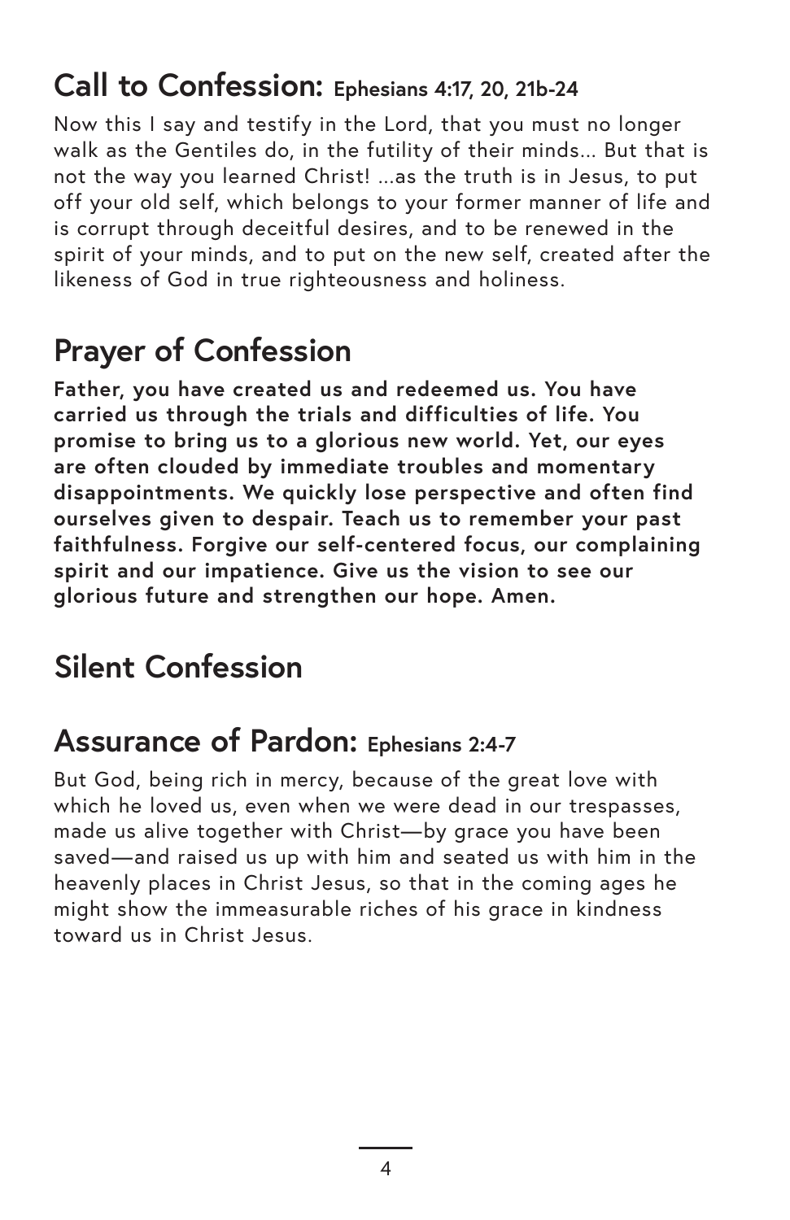## Call to Confession: Ephesians 4:17, 20, 21b-24

Now this I say and testify in the Lord, that you must no longer walk as the Gentiles do, in the futility of their minds... But that is not the way you learned Christ! ...as the truth is in Jesus, to put off your old self, which belongs to your former manner of life and is corrupt through deceitful desires, and to be renewed in the spirit of your minds, and to put on the new self, created after the likeness of God in true righteousness and holiness.

## Prayer of Confession

**Father, you have created us and redeemed us. You have carried us through the trials and difficulties of life. You promise to bring us to a glorious new world. Yet, our eyes are often clouded by immediate troubles and momentary disappointments. We quickly lose perspective and often find ourselves given to despair. Teach us to remember your past faithfulness. Forgive our self-centered focus, our complaining spirit and our impatience. Give us the vision to see our glorious future and strengthen our hope. Amen.**

## Silent Confession

## Assurance of Pardon: Ephesians 2:4-7

But God, being rich in mercy, because of the great love with which he loved us, even when we were dead in our trespasses, made us alive together with Christ—by grace you have been saved—and raised us up with him and seated us with him in the heavenly places in Christ Jesus, so that in the coming ages he might show the immeasurable riches of his grace in kindness toward us in Christ Jesus.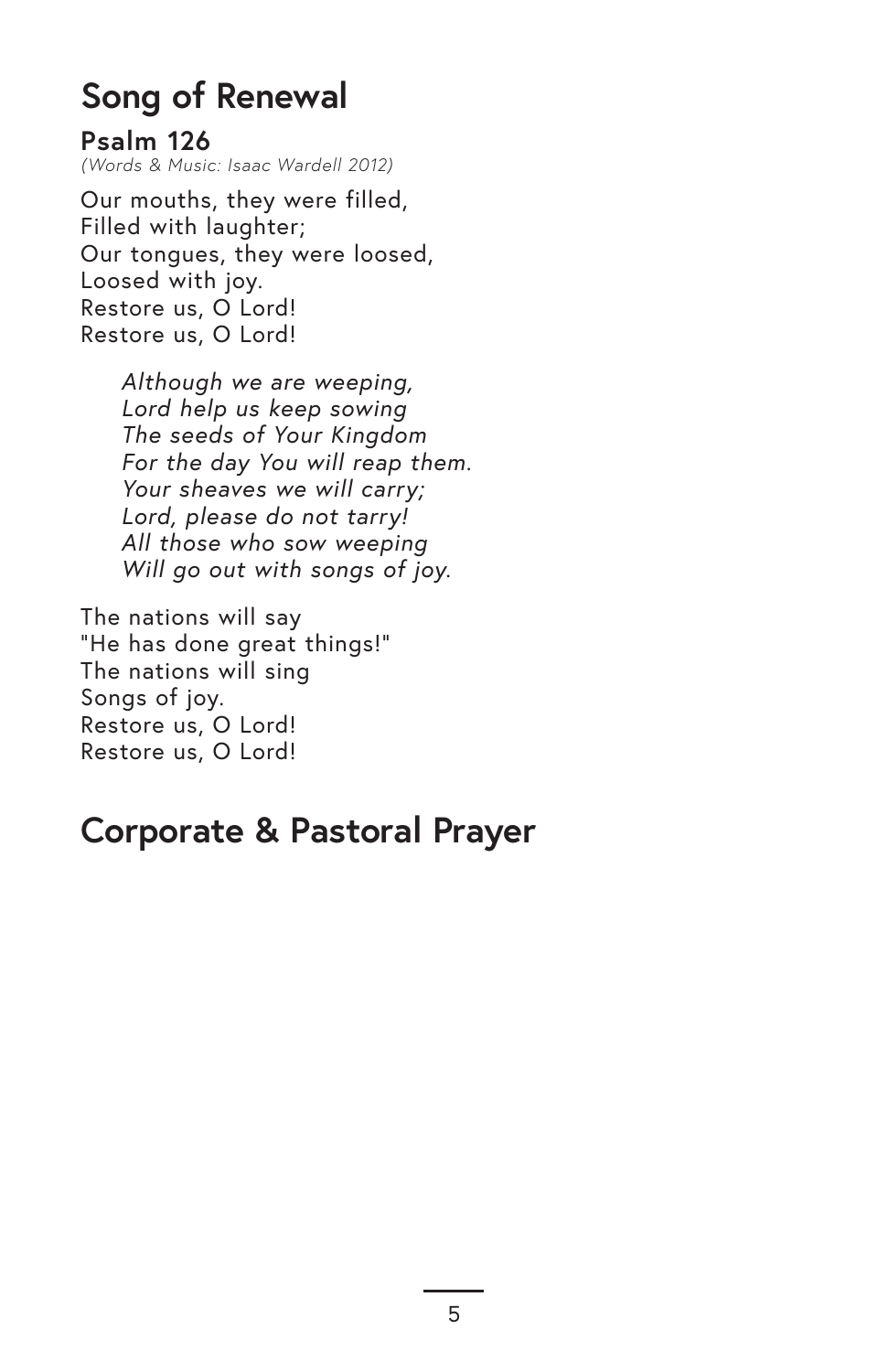## Song of Renewal

**Psalm 126**
*(Words & Music: Isaac Wardell 2012)*

Our mouths, they were filled,
Filled with laughter;
Our tongues, they were loosed,
Loosed with joy.
Restore us, O Lord!
Restore us, O Lord!

> *Although we are weeping,*
> *Lord help us keep sowing*
> *The seeds of Your Kingdom*
> *For the day You will reap them.*
> *Your sheaves we will carry;*
> *Lord, please do not tarry!*
> *All those who sow weeping*
> *Will go out with songs of joy.*

The nations will say
"He has done great things!"
The nations will sing
Songs of joy.
Restore us, O Lord!
Restore us, O Lord!

## Corporate & Pastoral Prayer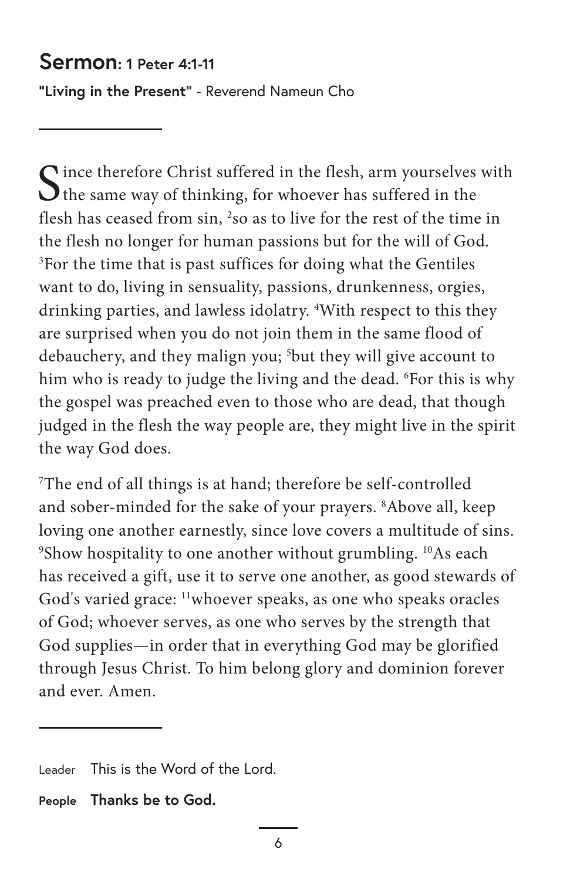## Sermon: 1 Peter 4:1-11

**"Living in the Present"** - Reverend Nameun Cho

---

Since therefore Christ suffered in the flesh, arm yourselves with the same way of thinking, for whoever has suffered in the flesh has ceased from sin, [2]so as to live for the rest of the time in the flesh no longer for human passions but for the will of God. [3]For the time that is past suffices for doing what the Gentiles want to do, living in sensuality, passions, drunkenness, orgies, drinking parties, and lawless idolatry. [4]With respect to this they are surprised when you do not join them in the same flood of debauchery, and they malign you; [5]but they will give account to him who is ready to judge the living and the dead. [6]For this is why the gospel was preached even to those who are dead, that though judged in the flesh the way people are, they might live in the spirit the way God does.

[7]The end of all things is at hand; therefore be self-controlled and sober-minded for the sake of your prayers. [8]Above all, keep loving one another earnestly, since love covers a multitude of sins. [9]Show hospitality to one another without grumbling. [10]As each has received a gift, use it to serve one another, as good stewards of God's varied grace: [11]whoever speaks, as one who speaks oracles of God; whoever serves, as one who serves by the strength that God supplies—in order that in everything God may be glorified through Jesus Christ. To him belong glory and dominion forever and ever. Amen.

---

Leader This is the Word of the Lord.

**People Thanks be to God.**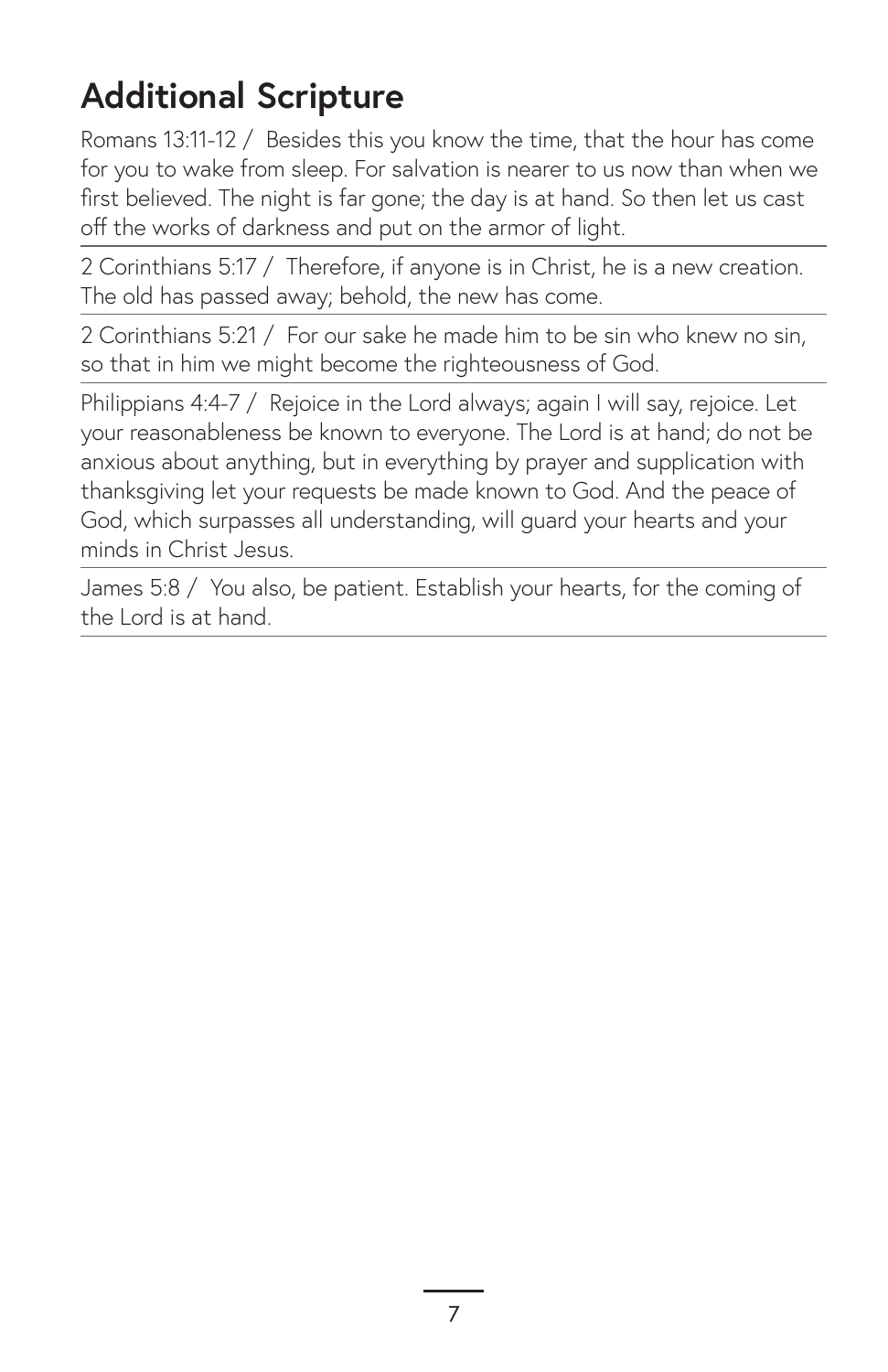## Additional Scripture

Romans 13:11-12 / Besides this you know the time, that the hour has come for you to wake from sleep. For salvation is nearer to us now than when we first believed. The night is far gone; the day is at hand. So then let us cast off the works of darkness and put on the armor of light.

2 Corinthians 5:17 / Therefore, if anyone is in Christ, he is a new creation. The old has passed away; behold, the new has come.

2 Corinthians 5:21 / For our sake he made him to be sin who knew no sin, so that in him we might become the righteousness of God.

Philippians 4:4-7 / Rejoice in the Lord always; again I will say, rejoice. Let your reasonableness be known to everyone. The Lord is at hand; do not be anxious about anything, but in everything by prayer and supplication with thanksgiving let your requests be made known to God. And the peace of God, which surpasses all understanding, will guard your hearts and your minds in Christ Jesus.

James 5:8 / You also, be patient. Establish your hearts, for the coming of the Lord is at hand.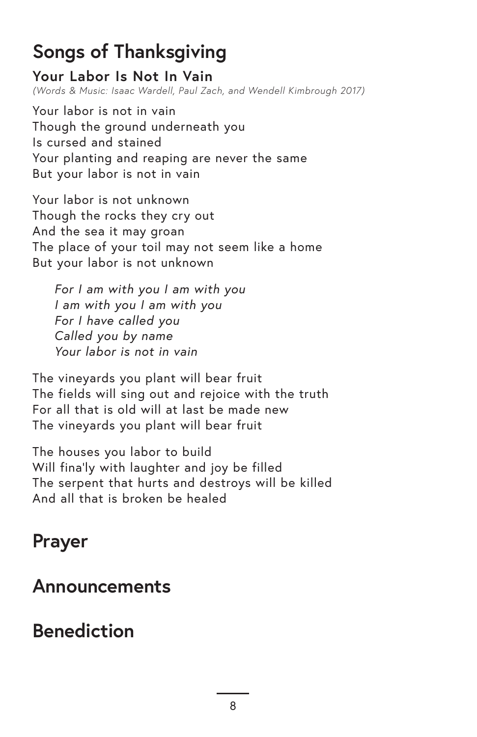# Songs of Thanksgiving

## Your Labor Is Not In Vain

*(Words & Music: Isaac Wardell, Paul Zach, and Wendell Kimbrough 2017)*

Your labor is not in vain
Though the ground underneath you
Is cursed and stained
Your planting and reaping are never the same
But your labor is not in vain

Your labor is not unknown
Though the rocks they cry out
And the sea it may groan
The place of your toil may not seem like a home
But your labor is not unknown

*For I am with you I am with you*
*I am with you I am with you*
*For I have called you*
*Called you by name*
*Your labor is not in vain*

The vineyards you plant will bear fruit
The fields will sing out and rejoice with the truth
For all that is old will at last be made new
The vineyards you plant will bear fruit

The houses you labor to build
Will fina'ly with laughter and joy be filled
The serpent that hurts and destroys will be killed
And all that is broken be healed

# Prayer

# Announcements

# Benediction